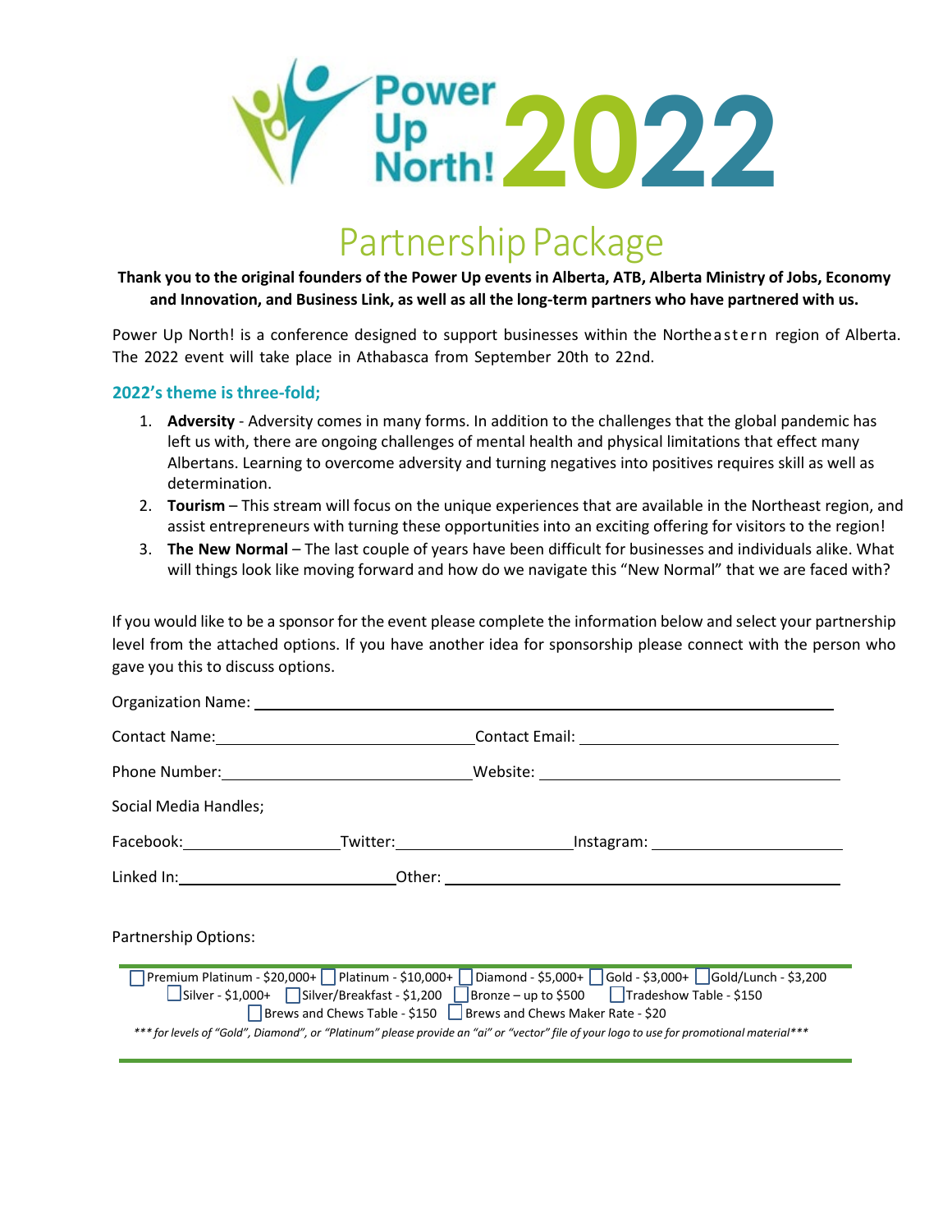# Power Up North! 2022

## Partnership Package

**Thank you to the original founders of the Power Up events in Alberta, ATB, Alberta Ministry of Jobs, Economy and Innovation, and Business Link, as well as all the long-term partners who have partnered with us.**

Power Up North! is a conference designed to support businesses within the Northeastern region of Alberta. The 2022 event will take place in Athabasca from September 20th to 22nd.

### 2022's theme is three-fold;

1. **Adversity** - Adversity comes in many forms. In addition to the challenges that the global pandemic has left us with, there are ongoing challenges of mental health and physical limitations that effect many Albertans. Learning to overcome adversity and turning negatives into positives requires skill as well as determination.
2. **Tourism** – This stream will focus on the unique experiences that are available in the Northeast region, and assist entrepreneurs with turning these opportunities into an exciting offering for visitors to the region!
3. **The New Normal** – The last couple of years have been difficult for businesses and individuals alike. What will things look like moving forward and how do we navigate this "New Normal" that we are faced with?

If you would like to be a sponsor for the event please complete the information below and select your partnership level from the attached options. If you have another idea for sponsorship please connect with the person who gave you this to discuss options.

Organization Name: ____________________

Contact Name: ____________________ Contact Email: ____________________

Phone Number: ____________________ Website: ____________________

Social Media Handles;

Facebook: ____________ Twitter: ____________ Instagram: ____________

Linked In: ____________ Other: ____________

Partnership Options:

☐ Premium Platinum - $20,000+ ☐ Platinum - $10,000+ ☐ Diamond - $5,000+ ☐ Gold - $3,000+ ☐ Gold/Lunch - $3,200
☐ Silver - $1,000+ ☐ Silver/Breakfast - $1,200 ☐ Bronze – up to $500 ☐ Tradeshow Table - $150
☐ Brews and Chews Table - $150 ☐ Brews and Chews Maker Rate - $20

****** for levels of "Gold", Diamond", or "Platinum" please provide an "ai" or "vector" file of your logo to use for promotional material*****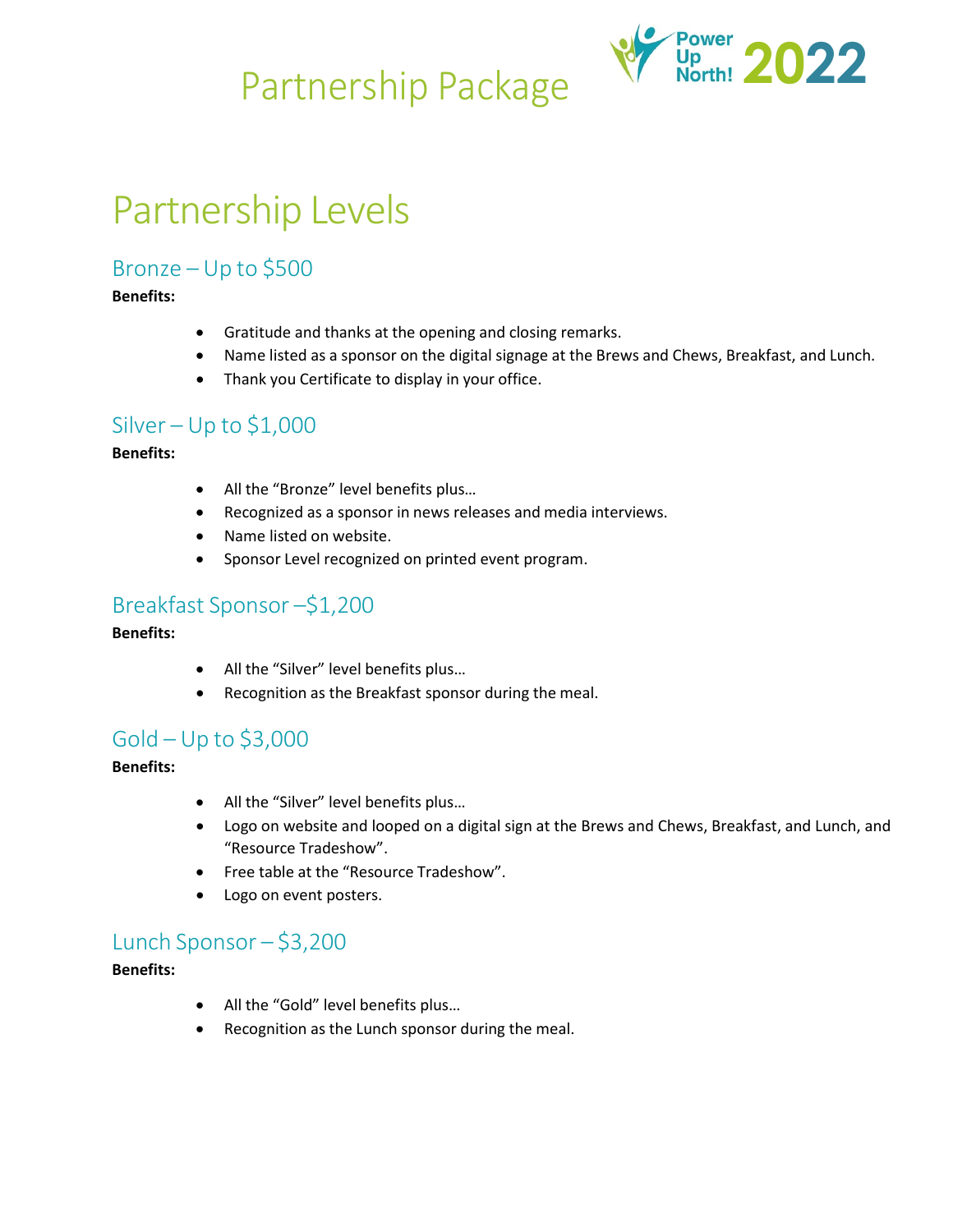# Partnership Package

# Partnership Levels

## Bronze – Up to $500

**Benefits:**

- Gratitude and thanks at the opening and closing remarks.
- Name listed as a sponsor on the digital signage at the Brews and Chews, Breakfast, and Lunch.
- Thank you Certificate to display in your office.

## Silver – Up to $1,000

**Benefits:**

- All the "Bronze" level benefits plus…
- Recognized as a sponsor in news releases and media interviews.
- Name listed on website.
- Sponsor Level recognized on printed event program.

## Breakfast Sponsor –$1,200

**Benefits:**

- All the "Silver" level benefits plus…
- Recognition as the Breakfast sponsor during the meal.

## Gold – Up to $3,000

**Benefits:**

- All the "Silver" level benefits plus…
- Logo on website and looped on a digital sign at the Brews and Chews, Breakfast, and Lunch, and "Resource Tradeshow".
- Free table at the "Resource Tradeshow".
- Logo on event posters.

## Lunch Sponsor – $3,200

**Benefits:**

- All the "Gold" level benefits plus…
- Recognition as the Lunch sponsor during the meal.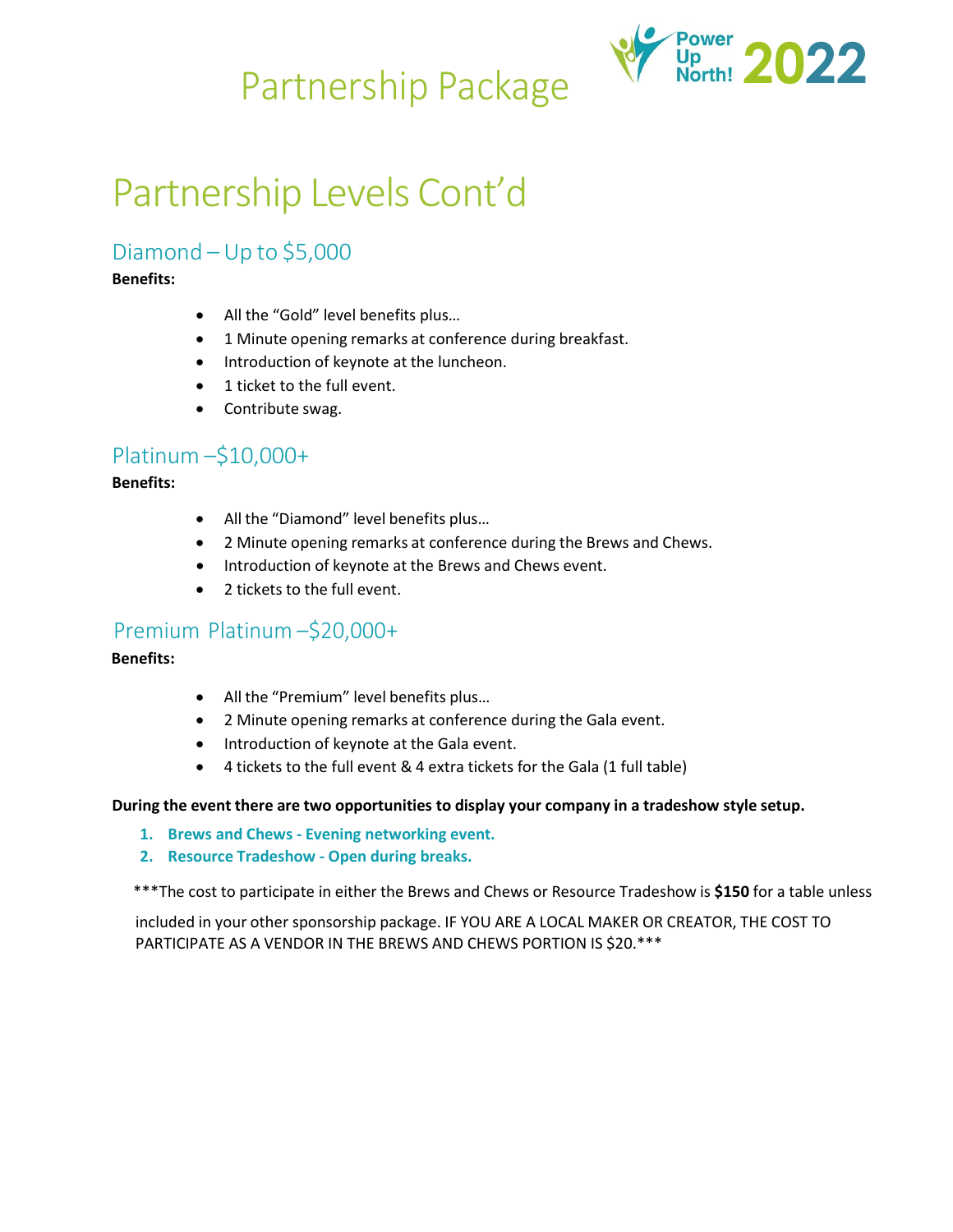# Partnership Package

## Partnership Levels Cont'd

### Diamond – Up to $5,000

**Benefits:**

- All the "Gold" level benefits plus…
- 1 Minute opening remarks at conference during breakfast.
- Introduction of keynote at the luncheon.
- 1 ticket to the full event.
- Contribute swag.

### Platinum –$10,000+

**Benefits:**

- All the "Diamond" level benefits plus…
- 2 Minute opening remarks at conference during the Brews and Chews.
- Introduction of keynote at the Brews and Chews event.
- 2 tickets to the full event.

### Premium Platinum –$20,000+

**Benefits:**

- All the "Premium" level benefits plus…
- 2 Minute opening remarks at conference during the Gala event.
- Introduction of keynote at the Gala event.
- 4 tickets to the full event & 4 extra tickets for the Gala (1 full table)

**During the event there are two opportunities to display your company in a tradeshow style setup.**

1. **Brews and Chews - Evening networking event.**
2. **Resource Tradeshow - Open during breaks.**

***The cost to participate in either the Brews and Chews or Resource Tradeshow is **$150** for a table unless included in your other sponsorship package. IF YOU ARE A LOCAL MAKER OR CREATOR, THE COST TO PARTICIPATE AS A VENDOR IN THE BREWS AND CHEWS PORTION IS $20.***